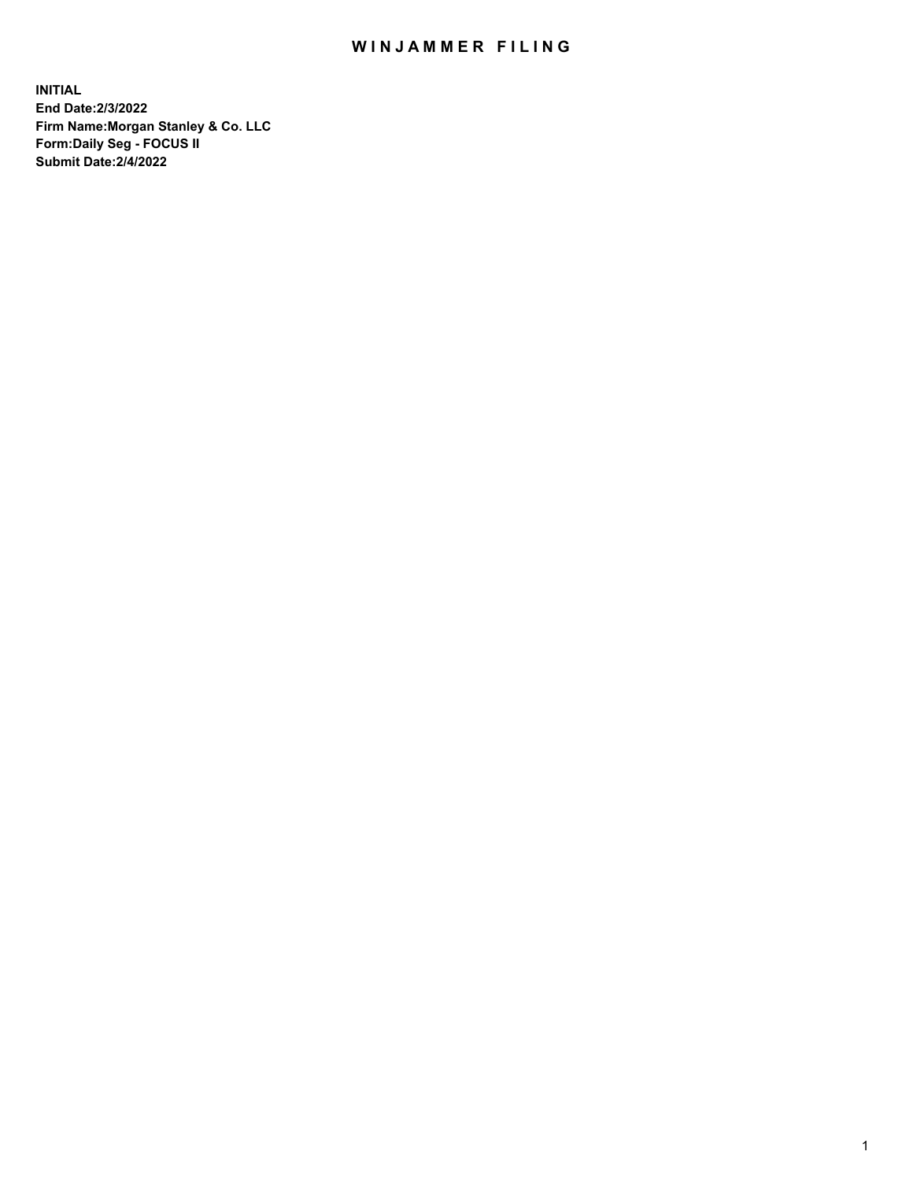# WINJAMMER FILING

**INITIAL**
**End Date:2/3/2022**
**Firm Name:Morgan Stanley & Co. LLC**
**Form:Daily Seg - FOCUS II**
**Submit Date:2/4/2022**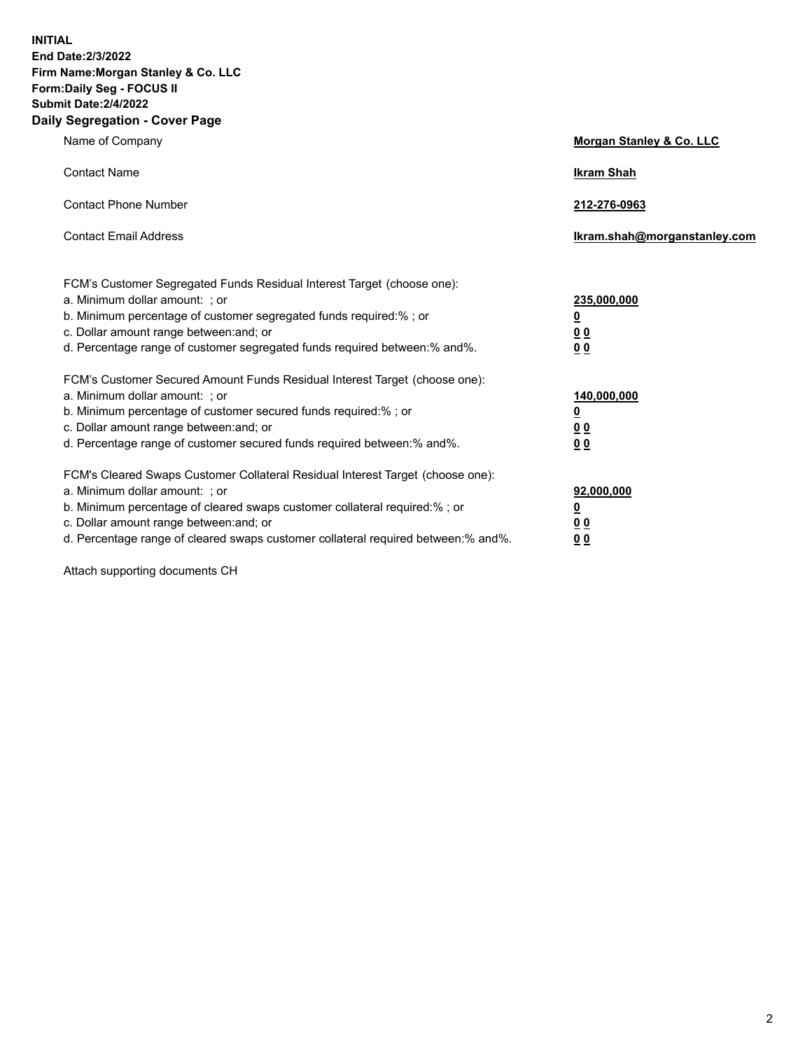**INITIAL**
**End Date:2/3/2022**
**Firm Name:Morgan Stanley & Co. LLC**
**Form:Daily Seg - FOCUS II**
**Submit Date:2/4/2022**

## Daily Segregation - Cover Page

| | |
|---|---|
| Name of Company | **Morgan Stanley & Co. LLC** |
| Contact Name | **Ikram Shah** |
| Contact Phone Number | **212-276-0963** |
| Contact Email Address | **Ikram.shah@morganstanley.com** |

| | |
|---|---|
| FCM's Customer Segregated Funds Residual Interest Target (choose one): | |
| a. Minimum dollar amount: ; or | **235,000,000** |
| b. Minimum percentage of customer segregated funds required:% ; or | **0** |
| c. Dollar amount range between:and; or | **0 0** |
| d. Percentage range of customer segregated funds required between:% and%. | **0 0** |
| FCM's Customer Secured Amount Funds Residual Interest Target (choose one): | |
| a. Minimum dollar amount: ; or | **140,000,000** |
| b. Minimum percentage of customer secured funds required:% ; or | **0** |
| c. Dollar amount range between:and; or | **0 0** |
| d. Percentage range of customer secured funds required between:% and%. | **0 0** |
| FCM's Cleared Swaps Customer Collateral Residual Interest Target (choose one): | |
| a. Minimum dollar amount: ; or | **92,000,000** |
| b. Minimum percentage of cleared swaps customer collateral required:% ; or | **0** |
| c. Dollar amount range between:and; or | **0 0** |
| d. Percentage range of cleared swaps customer collateral required between:% and%. | **0 0** |

Attach supporting documents CH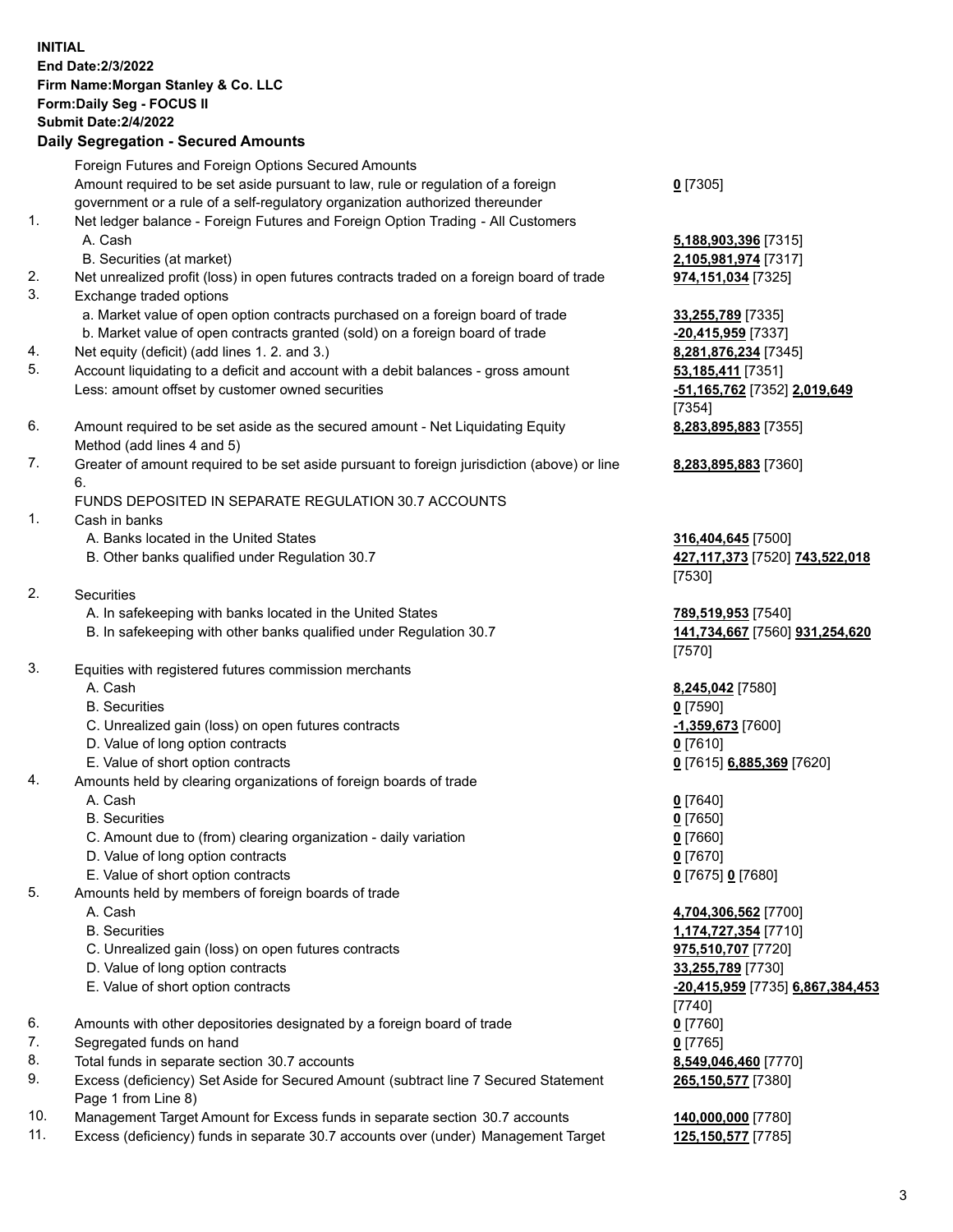**INITIAL**
**End Date:2/3/2022**
**Firm Name:Morgan Stanley & Co. LLC**
**Form:Daily Seg - FOCUS II**
**Submit Date:2/4/2022**

## Daily Segregation - Secured Amounts

| | | |
|---|---|---|
| | Foreign Futures and Foreign Options Secured Amounts | |
| | Amount required to be set aside pursuant to law, rule or regulation of a foreign government or a rule of a self-regulatory organization authorized thereunder | **0** [7305] |
| 1. | Net ledger balance - Foreign Futures and Foreign Option Trading - All Customers | |
| | A. Cash | **5,188,903,396** [7315] |
| | B. Securities (at market) | **2,105,981,974** [7317] |
| 2. | Net unrealized profit (loss) in open futures contracts traded on a foreign board of trade | **974,151,034** [7325] |
| 3. | Exchange traded options | |
| | a. Market value of open option contracts purchased on a foreign board of trade | **33,255,789** [7335] |
| | b. Market value of open contracts granted (sold) on a foreign board of trade | **-20,415,959** [7337] |
| 4. | Net equity (deficit) (add lines 1. 2. and 3.) | **8,281,876,234** [7345] |
| 5. | Account liquidating to a deficit and account with a debit balances - gross amount | **53,185,411** [7351] |
| | Less: amount offset by customer owned securities | **-51,165,762** [7352] **2,019,649** [7354] |
| 6. | Amount required to be set aside as the secured amount - Net Liquidating Equity Method (add lines 4 and 5) | **8,283,895,883** [7355] |
| 7. | Greater of amount required to be set aside pursuant to foreign jurisdiction (above) or line 6. | **8,283,895,883** [7360] |
| | FUNDS DEPOSITED IN SEPARATE REGULATION 30.7 ACCOUNTS | |
| 1. | Cash in banks | |
| | A. Banks located in the United States | **316,404,645** [7500] |
| | B. Other banks qualified under Regulation 30.7 | **427,117,373** [7520] **743,522,018** [7530] |
| 2. | Securities | |
| | A. In safekeeping with banks located in the United States | **789,519,953** [7540] |
| | B. In safekeeping with other banks qualified under Regulation 30.7 | **141,734,667** [7560] **931,254,620** [7570] |
| 3. | Equities with registered futures commission merchants | |
| | A. Cash | **8,245,042** [7580] |
| | B. Securities | **0** [7590] |
| | C. Unrealized gain (loss) on open futures contracts | **-1,359,673** [7600] |
| | D. Value of long option contracts | **0** [7610] |
| | E. Value of short option contracts | **0** [7615] **6,885,369** [7620] |
| 4. | Amounts held by clearing organizations of foreign boards of trade | |
| | A. Cash | **0** [7640] |
| | B. Securities | **0** [7650] |
| | C. Amount due to (from) clearing organization - daily variation | **0** [7660] |
| | D. Value of long option contracts | **0** [7670] |
| | E. Value of short option contracts | **0** [7675] **0** [7680] |
| 5. | Amounts held by members of foreign boards of trade | |
| | A. Cash | **4,704,306,562** [7700] |
| | B. Securities | **1,174,727,354** [7710] |
| | C. Unrealized gain (loss) on open futures contracts | **975,510,707** [7720] |
| | D. Value of long option contracts | **33,255,789** [7730] |
| | E. Value of short option contracts | **-20,415,959** [7735] **6,867,384,453** [7740] |
| 6. | Amounts with other depositories designated by a foreign board of trade | **0** [7760] |
| 7. | Segregated funds on hand | **0** [7765] |
| 8. | Total funds in separate section 30.7 accounts | **8,549,046,460** [7770] |
| 9. | Excess (deficiency) Set Aside for Secured Amount (subtract line 7 Secured Statement Page 1 from Line 8) | **265,150,577** [7380] |
| 10. | Management Target Amount for Excess funds in separate section 30.7 accounts | **140,000,000** [7780] |
| 11. | Excess (deficiency) funds in separate 30.7 accounts over (under) Management Target | **125,150,577** [7785] |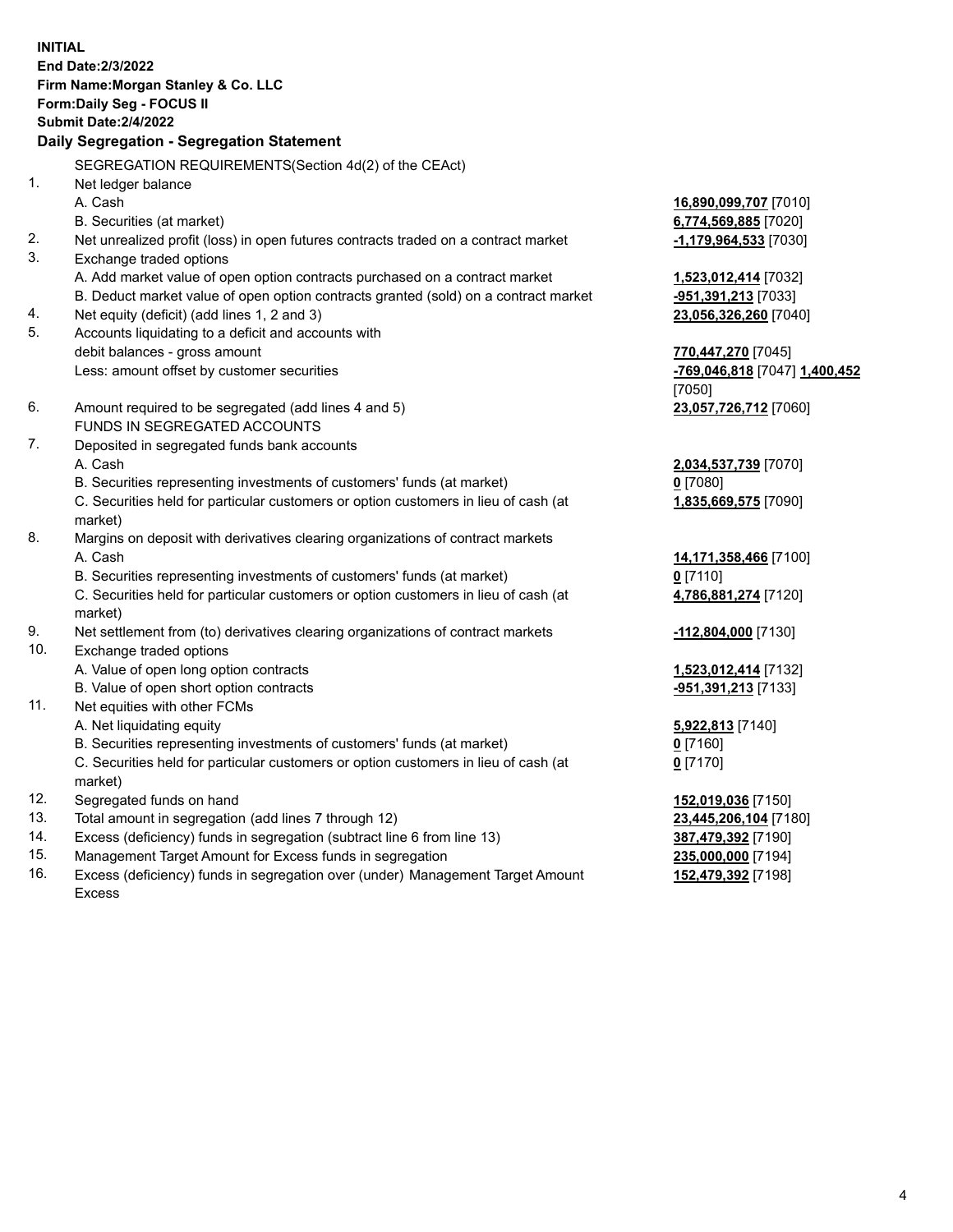**INITIAL**
**End Date:2/3/2022**
**Firm Name:Morgan Stanley & Co. LLC**
**Form:Daily Seg - FOCUS II**
**Submit Date:2/4/2022**

### Daily Segregation - Segregation Statement

SEGREGATION REQUIREMENTS(Section 4d(2) of the CEAct)

| | | |
|---|---|---|
| 1. | Net ledger balance | |
| | A. Cash | **16,890,099,707** [7010] |
| | B. Securities (at market) | **6,774,569,885** [7020] |
| 2. | Net unrealized profit (loss) in open futures contracts traded on a contract market | **-1,179,964,533** [7030] |
| 3. | Exchange traded options | |
| | A. Add market value of open option contracts purchased on a contract market | **1,523,012,414** [7032] |
| | B. Deduct market value of open option contracts granted (sold) on a contract market | **-951,391,213** [7033] |
| 4. | Net equity (deficit) (add lines 1, 2 and 3) | **23,056,326,260** [7040] |
| 5. | Accounts liquidating to a deficit and accounts with debit balances - gross amount | **770,447,270** [7045] |
| | Less: amount offset by customer securities | **-769,046,818** [7047] **1,400,452** [7050] |
| 6. | Amount required to be segregated (add lines 4 and 5) | **23,057,726,712** [7060] |
| | FUNDS IN SEGREGATED ACCOUNTS | |
| 7. | Deposited in segregated funds bank accounts | |
| | A. Cash | **2,034,537,739** [7070] |
| | B. Securities representing investments of customers' funds (at market) | **0** [7080] |
| | C. Securities held for particular customers or option customers in lieu of cash (at market) | **1,835,669,575** [7090] |
| 8. | Margins on deposit with derivatives clearing organizations of contract markets | |
| | A. Cash | **14,171,358,466** [7100] |
| | B. Securities representing investments of customers' funds (at market) | **0** [7110] |
| | C. Securities held for particular customers or option customers in lieu of cash (at market) | **4,786,881,274** [7120] |
| 9. | Net settlement from (to) derivatives clearing organizations of contract markets | **-112,804,000** [7130] |
| 10. | Exchange traded options | |
| | A. Value of open long option contracts | **1,523,012,414** [7132] |
| | B. Value of open short option contracts | **-951,391,213** [7133] |
| 11. | Net equities with other FCMs | |
| | A. Net liquidating equity | **5,922,813** [7140] |
| | B. Securities representing investments of customers' funds (at market) | **0** [7160] |
| | C. Securities held for particular customers or option customers in lieu of cash (at market) | **0** [7170] |
| 12. | Segregated funds on hand | **152,019,036** [7150] |
| 13. | Total amount in segregation (add lines 7 through 12) | **23,445,206,104** [7180] |
| 14. | Excess (deficiency) funds in segregation (subtract line 6 from line 13) | **387,479,392** [7190] |
| 15. | Management Target Amount for Excess funds in segregation | **235,000,000** [7194] |
| 16. | Excess (deficiency) funds in segregation over (under) Management Target Amount Excess | **152,479,392** [7198] |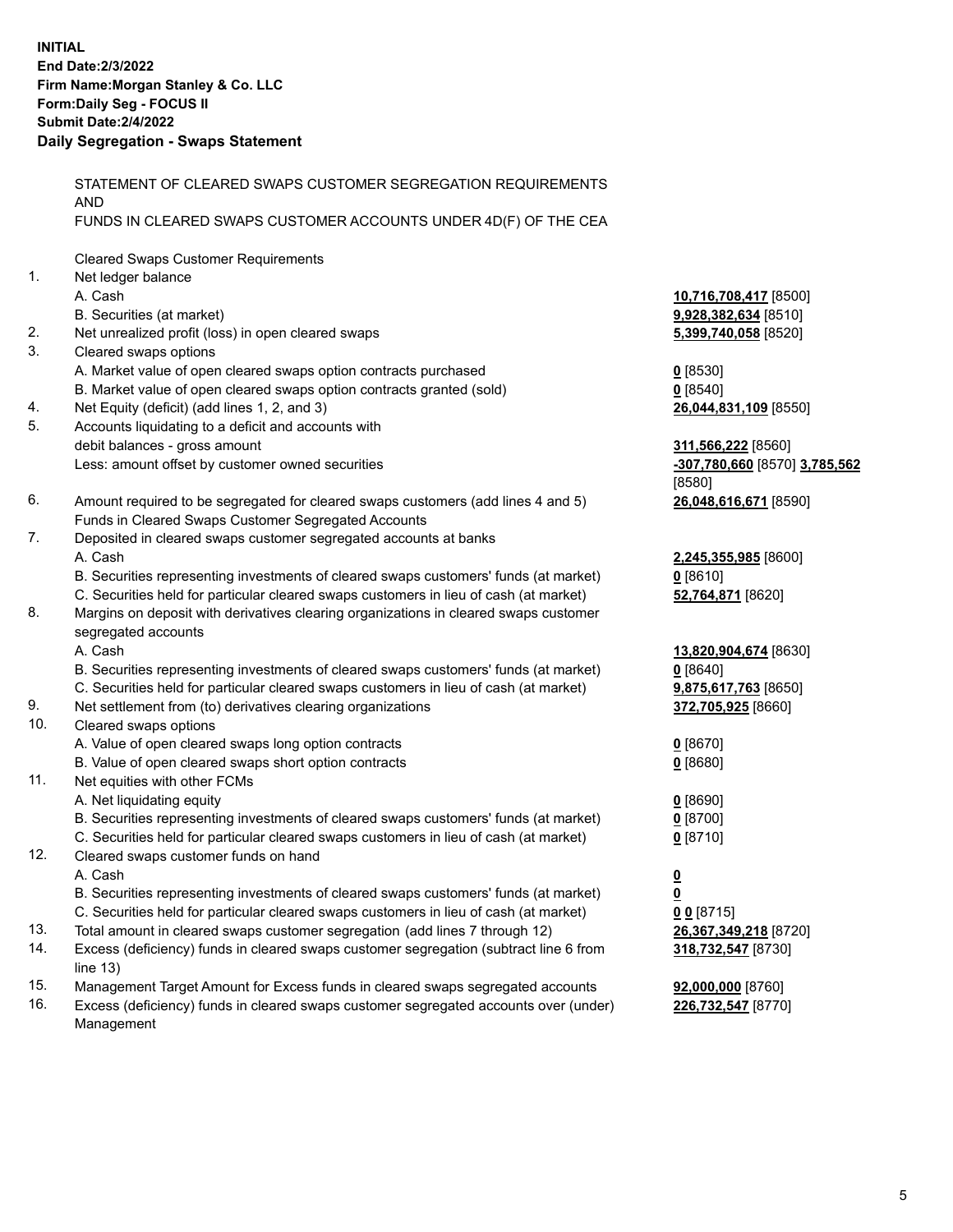**INITIAL**
**End Date:2/3/2022**
**Firm Name:Morgan Stanley & Co. LLC**
**Form:Daily Seg - FOCUS II**
**Submit Date:2/4/2022**
**Daily Segregation - Swaps Statement**

STATEMENT OF CLEARED SWAPS CUSTOMER SEGREGATION REQUIREMENTS AND
FUNDS IN CLEARED SWAPS CUSTOMER ACCOUNTS UNDER 4D(F) OF THE CEA

| | | |
|---|---|---|
| | Cleared Swaps Customer Requirements | |
| 1. | Net ledger balance | |
| | A. Cash | **10,716,708,417** [8500] |
| | B. Securities (at market) | **9,928,382,634** [8510] |
| 2. | Net unrealized profit (loss) in open cleared swaps | **5,399,740,058** [8520] |
| 3. | Cleared swaps options | |
| | A. Market value of open cleared swaps option contracts purchased | **0** [8530] |
| | B. Market value of open cleared swaps option contracts granted (sold) | **0** [8540] |
| 4. | Net Equity (deficit) (add lines 1, 2, and 3) | **26,044,831,109** [8550] |
| 5. | Accounts liquidating to a deficit and accounts with debit balances - gross amount | **311,566,222** [8560] |
| | Less: amount offset by customer owned securities | **-307,780,660** [8570] **3,785,562** [8580] |
| 6. | Amount required to be segregated for cleared swaps customers (add lines 4 and 5) | **26,048,616,671** [8590] |
| | Funds in Cleared Swaps Customer Segregated Accounts | |
| 7. | Deposited in cleared swaps customer segregated accounts at banks | |
| | A. Cash | **2,245,355,985** [8600] |
| | B. Securities representing investments of cleared swaps customers' funds (at market) | **0** [8610] |
| | C. Securities held for particular cleared swaps customers in lieu of cash (at market) | **52,764,871** [8620] |
| 8. | Margins on deposit with derivatives clearing organizations in cleared swaps customer segregated accounts | |
| | A. Cash | **13,820,904,674** [8630] |
| | B. Securities representing investments of cleared swaps customers' funds (at market) | **0** [8640] |
| | C. Securities held for particular cleared swaps customers in lieu of cash (at market) | **9,875,617,763** [8650] |
| 9. | Net settlement from (to) derivatives clearing organizations | **372,705,925** [8660] |
| 10. | Cleared swaps options | |
| | A. Value of open cleared swaps long option contracts | **0** [8670] |
| | B. Value of open cleared swaps short option contracts | **0** [8680] |
| 11. | Net equities with other FCMs | |
| | A. Net liquidating equity | **0** [8690] |
| | B. Securities representing investments of cleared swaps customers' funds (at market) | **0** [8700] |
| | C. Securities held for particular cleared swaps customers in lieu of cash (at market) | **0** [8710] |
| 12. | Cleared swaps customer funds on hand | |
| | A. Cash | **0** |
| | B. Securities representing investments of cleared swaps customers' funds (at market) | **0** |
| | C. Securities held for particular cleared swaps customers in lieu of cash (at market) | **0** **0** [8715] |
| 13. | Total amount in cleared swaps customer segregation (add lines 7 through 12) | **26,367,349,218** [8720] |
| 14. | Excess (deficiency) funds in cleared swaps customer segregation (subtract line 6 from line 13) | **318,732,547** [8730] |
| 15. | Management Target Amount for Excess funds in cleared swaps segregated accounts | **92,000,000** [8760] |
| 16. | Excess (deficiency) funds in cleared swaps customer segregated accounts over (under) Management | **226,732,547** [8770] |